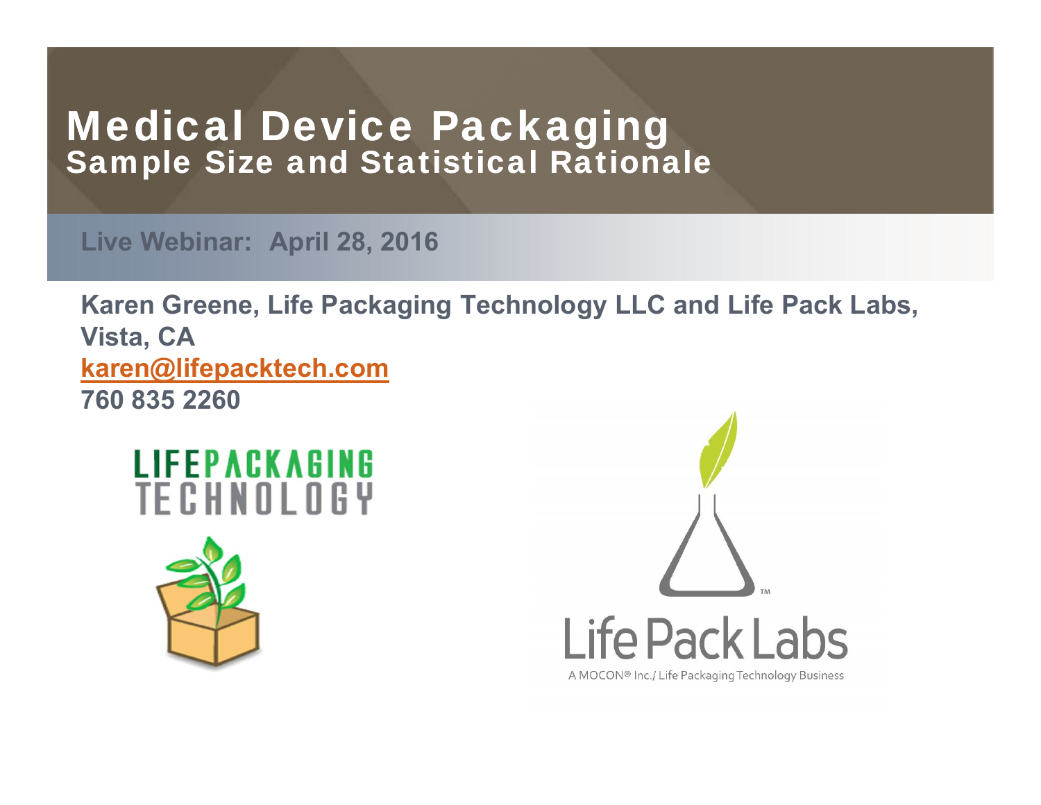# Medical Device Packaging
## Sample Size and Statistical Rationale

**Live Webinar: April 28, 2016**

**Karen Greene, Life Packaging Technology LLC and Life Pack Labs, Vista, CA**

**karen@lifepacktech.com**

**760 835 2260**

LIFEPACKAGING TECHNOLOGY

Life Pack Labs™

A MOCON® Inc./ Life Packaging Technology Business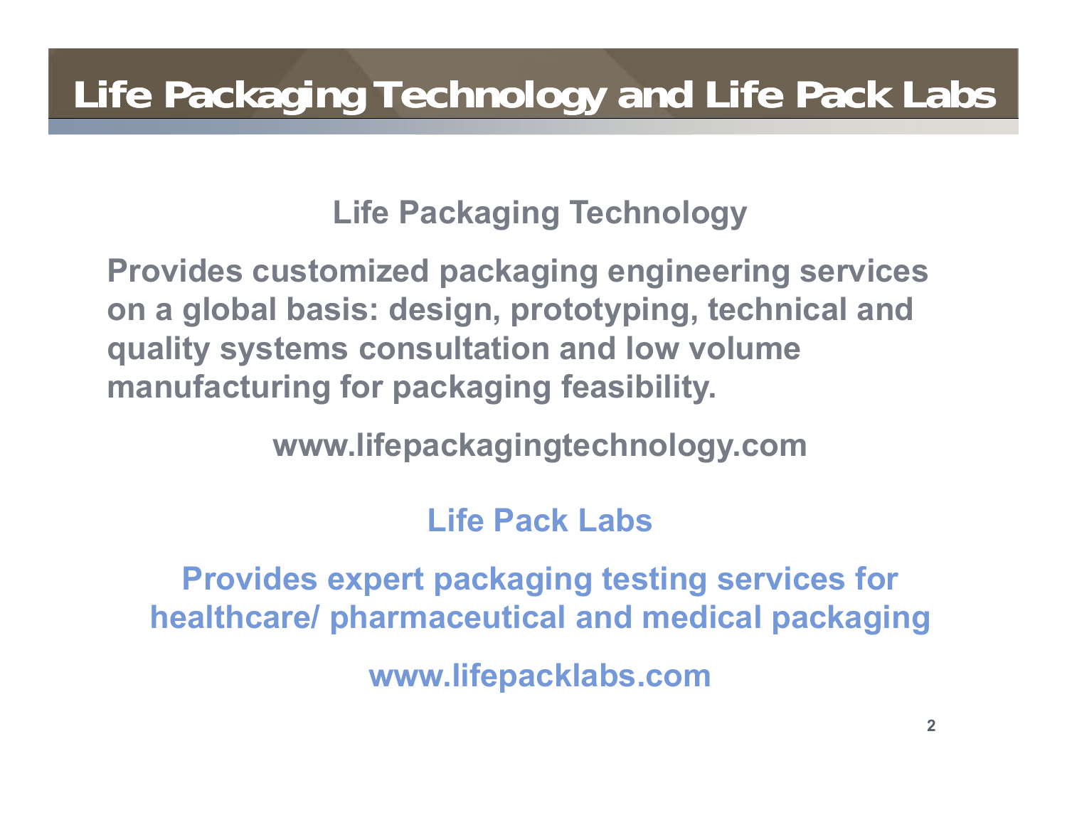# Life Packaging Technology and Life Pack Labs

## Life Packaging Technology

**Provides customized packaging engineering services on a global basis: design, prototyping, technical and quality systems consultation and low volume manufacturing for packaging feasibility.**

**www.lifepackagingtechnology.com**

## Life Pack Labs

**Provides expert packaging testing services for healthcare/ pharmaceutical and medical packaging**

**www.lifepacklabs.com**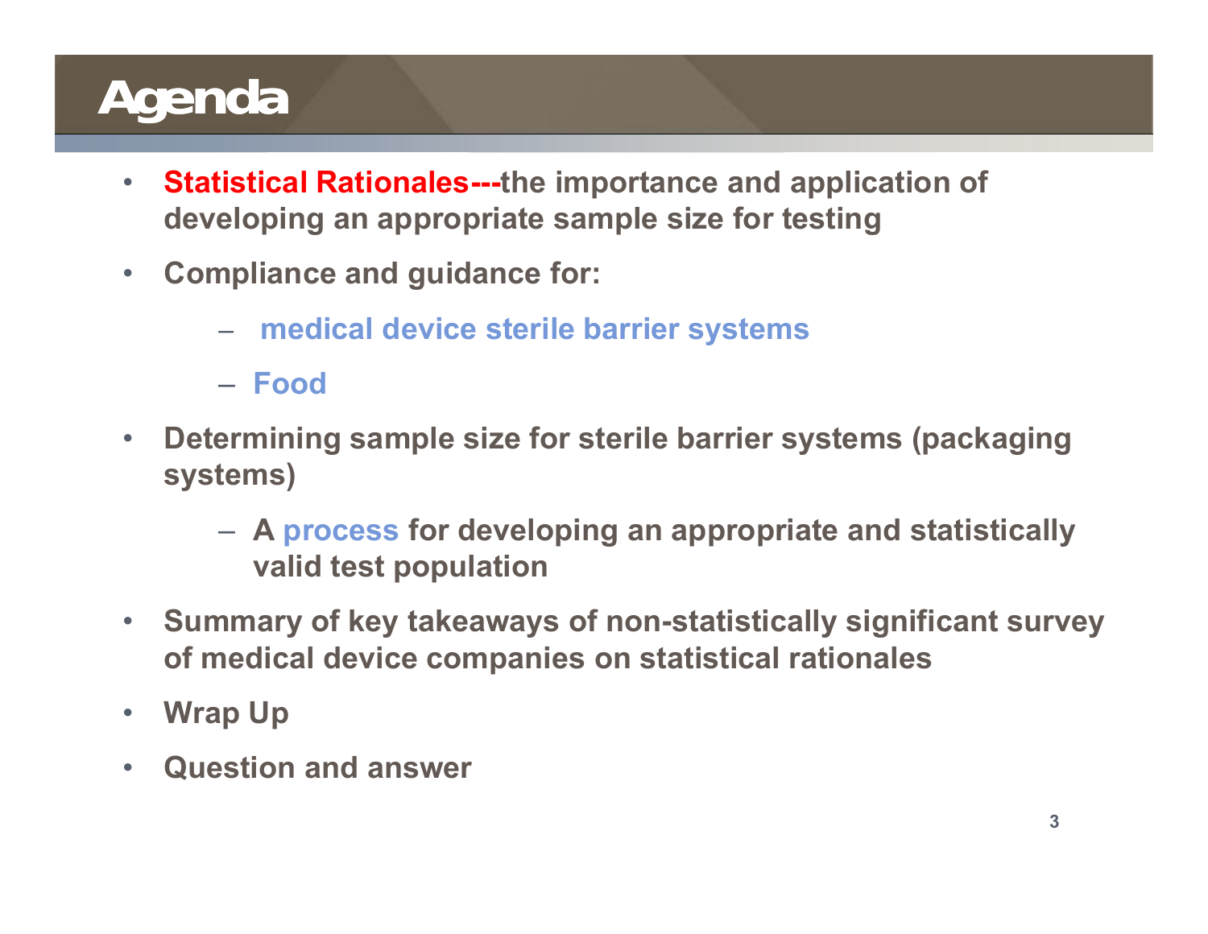# Agenda

- **Statistical Rationales---the importance and application of developing an appropriate sample size for testing**
- **Compliance and guidance for:**
  - **medical device sterile barrier systems**
  - **Food**
- **Determining sample size for sterile barrier systems (packaging systems)**
  - **A process for developing an appropriate and statistically valid test population**
- **Summary of key takeaways of non-statistically significant survey of medical device companies on statistical rationales**
- **Wrap Up**
- **Question and answer**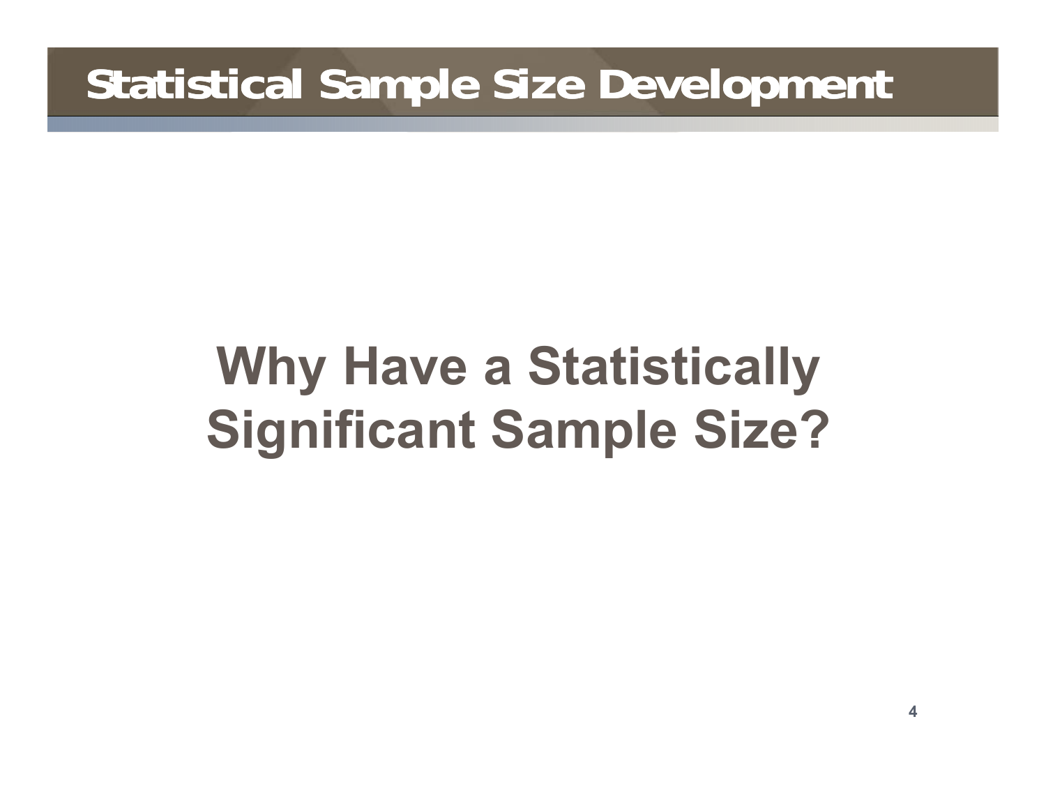# Statistical Sample Size Development

## Why Have a Statistically Significant Sample Size?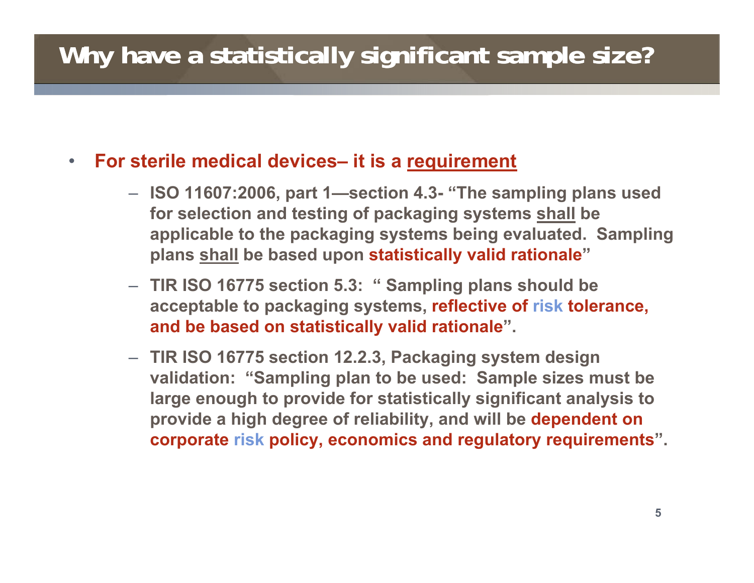# Why have a statistically significant sample size?

- **For sterile medical devices– it is a requirement**
  - **ISO 11607:2006, part 1—section 4.3- "The sampling plans used for selection and testing of packaging systems shall be applicable to the packaging systems being evaluated. Sampling plans shall be based upon statistically valid rationale"**
  - **TIR ISO 16775 section 5.3: " Sampling plans should be acceptable to packaging systems, reflective of risk tolerance, and be based on statistically valid rationale".**
  - **TIR ISO 16775 section 12.2.3, Packaging system design validation: "Sampling plan to be used: Sample sizes must be large enough to provide for statistically significant analysis to provide a high degree of reliability, and will be dependent on corporate risk policy, economics and regulatory requirements".**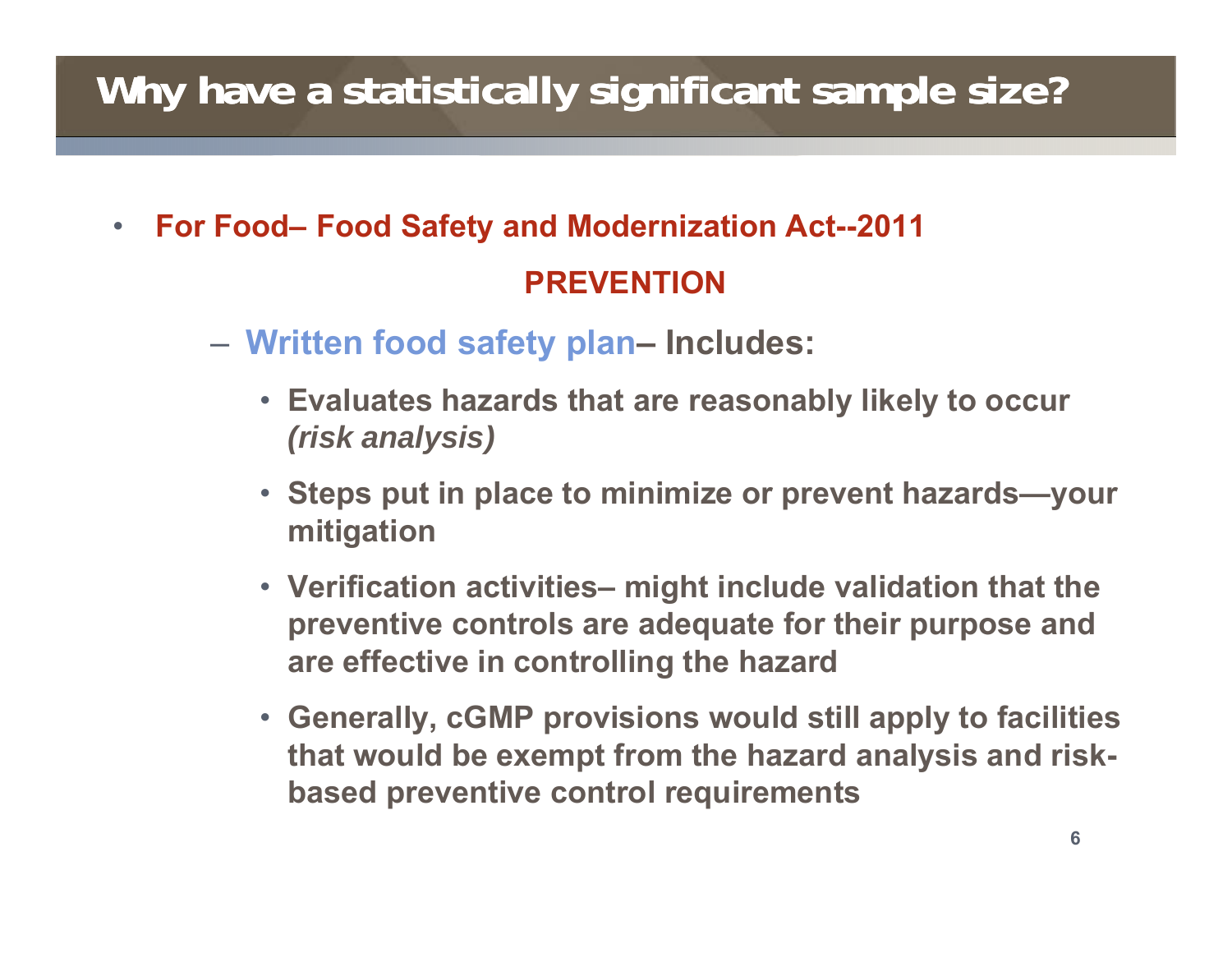# Why have a statistically significant sample size?

- **For Food– Food Safety and Modernization Act--2011**

  **PREVENTION**

  - **Written food safety plan– Includes:**
    - **Evaluates hazards that are reasonably likely to occur *(risk analysis)***
    - **Steps put in place to minimize or prevent hazards—your mitigation**
    - **Verification activities– might include validation that the preventive controls are adequate for their purpose and are effective in controlling the hazard**
    - **Generally, cGMP provisions would still apply to facilities that would be exempt from the hazard analysis and risk-based preventive control requirements**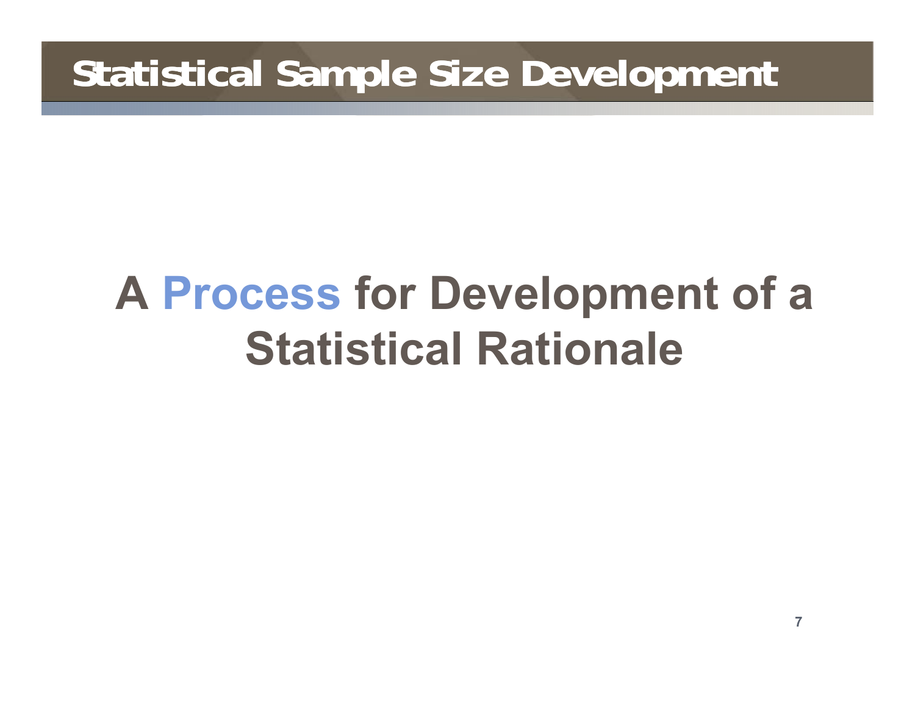# Statistical Sample Size Development

## A Process for Development of a Statistical Rationale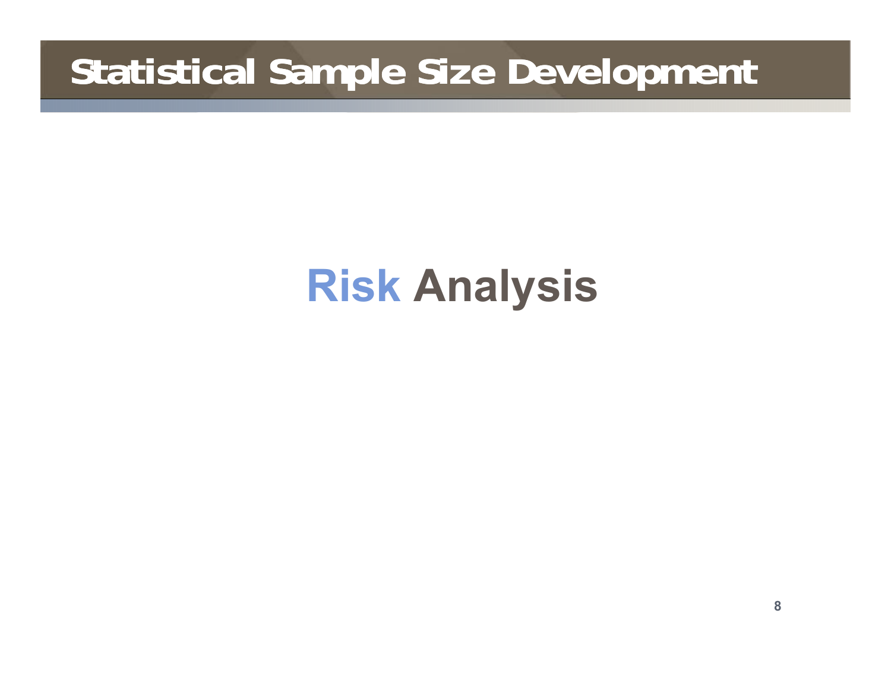# Statistical Sample Size Development

## Risk Analysis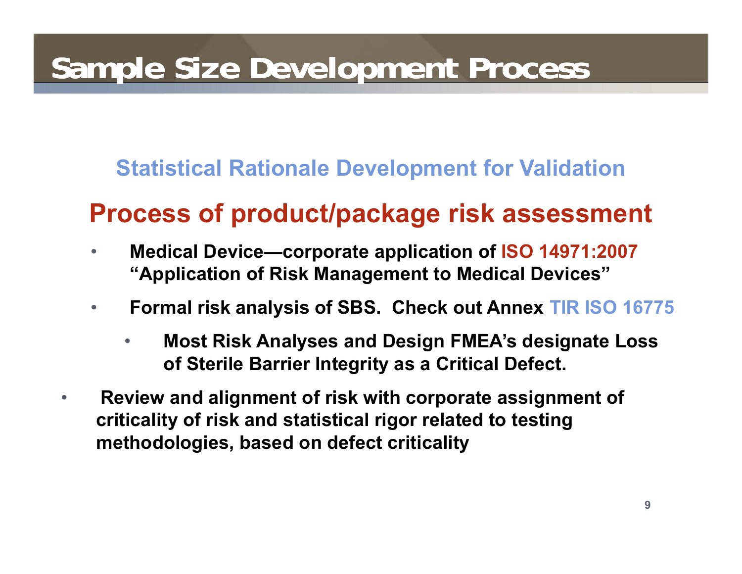# Sample Size Development Process

### Statistical Rationale Development for Validation

## Process of product/package risk assessment

- **Medical Device—corporate application of ISO 14971:2007 "Application of Risk Management to Medical Devices"**
- **Formal risk analysis of SBS. Check out Annex TIR ISO 16775**
  - **Most Risk Analyses and Design FMEA's designate Loss of Sterile Barrier Integrity as a Critical Defect.**
- **Review and alignment of risk with corporate assignment of criticality of risk and statistical rigor related to testing methodologies, based on defect criticality**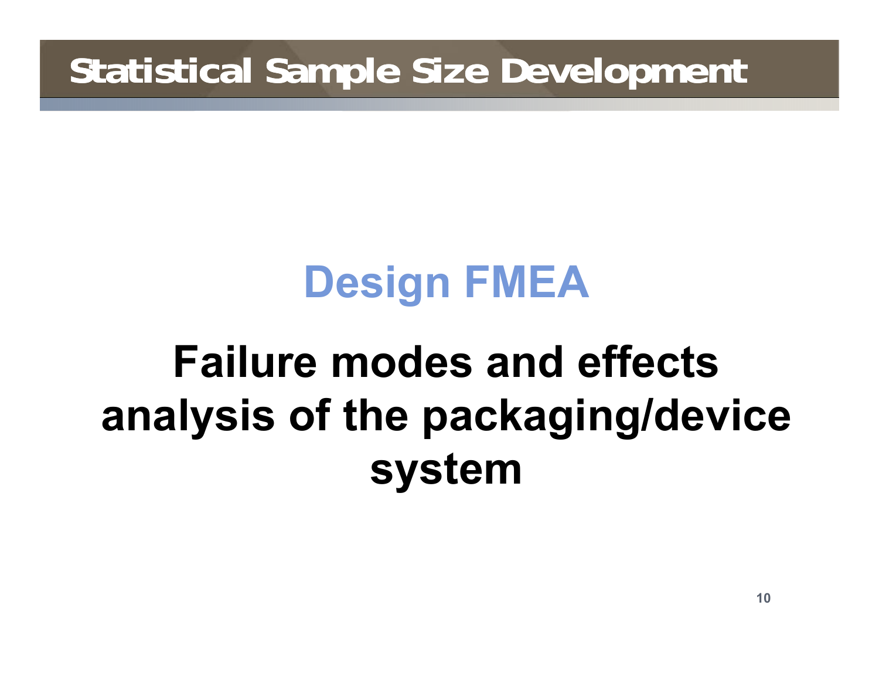# Statistical Sample Size Development

## Design FMEA

**Failure modes and effects analysis of the packaging/device system**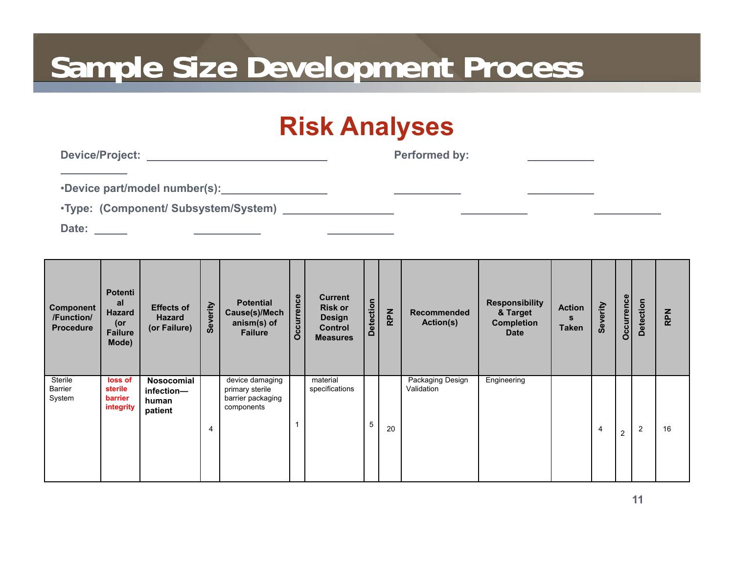# Sample Size Development Process

## Risk Analyses

**Device/Project:** ______________________________ **Performed by:** ___________

___________

**•Device part/model number(s):**__________________ ___________ ___________

**•Type: (Component/ Subsystem/System)** __________________ ___________ ___________

**Date:** ______ ___________ ___________

| Component /Function/ Procedure | Potential Hazard (or Failure Mode) | Effects of Hazard (or Failure) | Severity | Potential Cause(s)/Mechanism(s) of Failure | Occurrence | Current Risk or Design Control Measures | Detection | RPN | Recommended Action(s) | Responsibility & Target Completion Date | Actions Taken | Severity | Occurrence | Detection | RPN |
|---|---|---|---|---|---|---|---|---|---|---|---|---|---|---|---|
| Sterile Barrier System | **loss of sterile barrier integrity** | **Nosocomial infection—human patient** | 4 | device damaging primary sterile barrier packaging components | 1 | material specifications | 5 | 20 | Packaging Design Validation | Engineering | | 4 | 2 | 2 | 16 |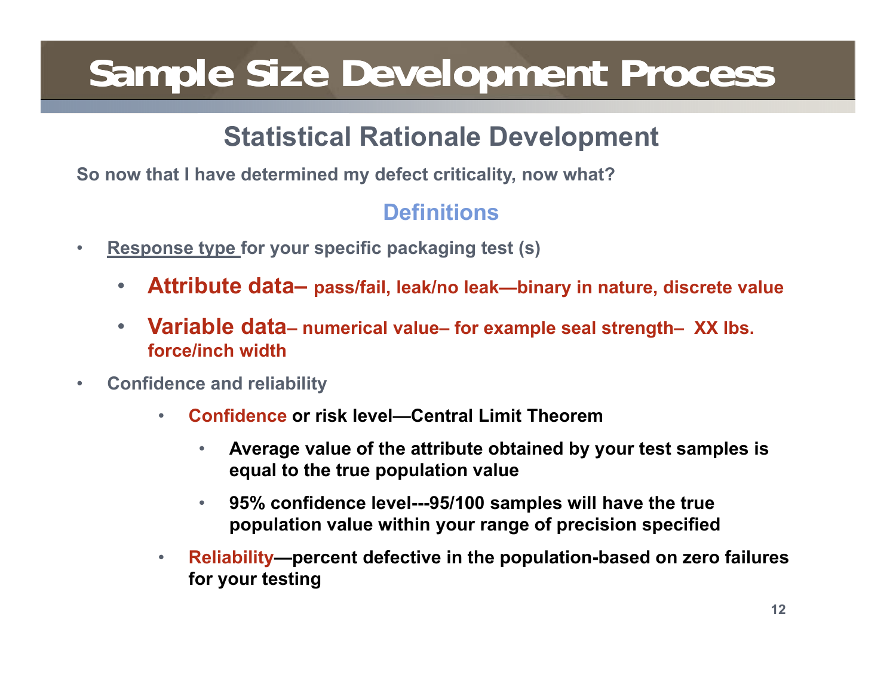# Sample Size Development Process

## Statistical Rationale Development

**So now that I have determined my defect criticality, now what?**

### Definitions

- **Response type for your specific packaging test (s)**
  - **Attribute data– pass/fail, leak/no leak—binary in nature, discrete value**
  - **Variable data– numerical value– for example seal strength– XX lbs. force/inch width**
- **Confidence and reliability**
  - **Confidence or risk level—Central Limit Theorem**
    - **Average value of the attribute obtained by your test samples is equal to the true population value**
    - **95% confidence level---95/100 samples will have the true population value within your range of precision specified**
  - **Reliability—percent defective in the population-based on zero failures for your testing**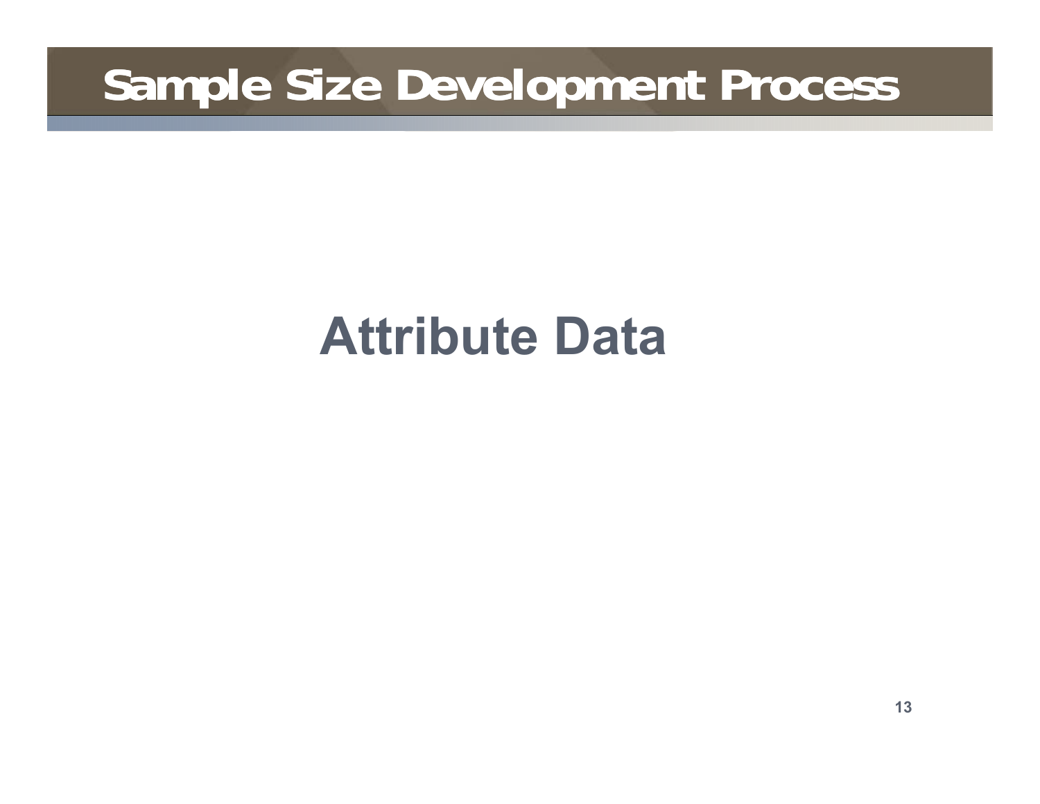# Sample Size Development Process

## Attribute Data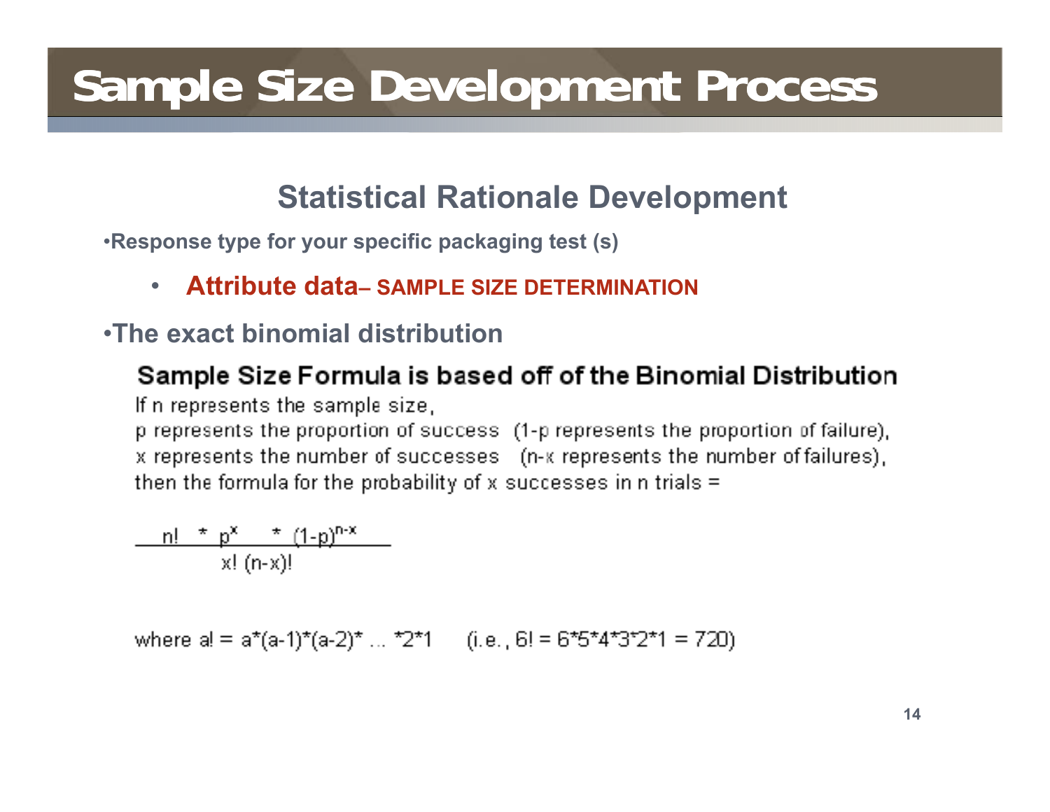# Sample Size Development Process

## Statistical Rationale Development

- **Response type for your specific packaging test (s)**
  - **Attribute data– SAMPLE SIZE DETERMINATION**

- **The exact binomial distribution**

**Sample Size Formula is based off of the Binomial Distribution**

If n represents the sample size,
p represents the proportion of success (1-p represents the proportion of failure),
x represents the number of successes (n-x represents the number of failures),
then the formula for the probability of x successes in n trials =

$$\frac{n! \ * \ p^{x} \ * \ (1-p)^{n-x}}{x! \ (n-x)!}$$

where a! = a*(a-1)*(a-2)* ... *2*1 (i.e., 6! = 6*5*4*3*2*1 = 720)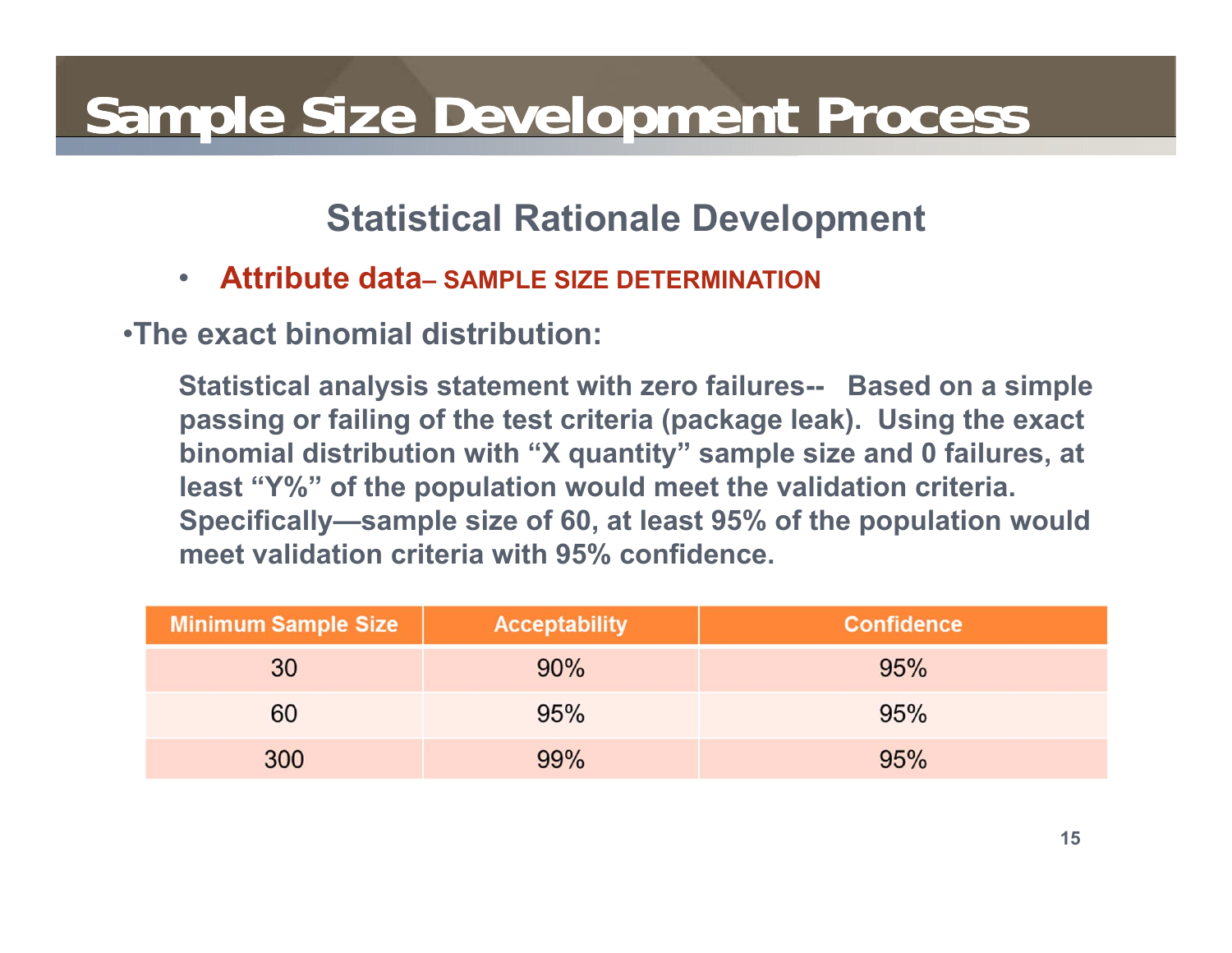# Sample Size Development Process

## Statistical Rationale Development

- **Attribute data– SAMPLE SIZE DETERMINATION**

•**The exact binomial distribution:**

**Statistical analysis statement with zero failures-- Based on a simple passing or failing of the test criteria (package leak). Using the exact binomial distribution with “X quantity” sample size and 0 failures, at least “Y%” of the population would meet the validation criteria. Specifically—sample size of 60, at least 95% of the population would meet validation criteria with 95% confidence.**

| Minimum Sample Size | Acceptability | Confidence |
|---|---|---|
| 30 | 90% | 95% |
| 60 | 95% | 95% |
| 300 | 99% | 95% |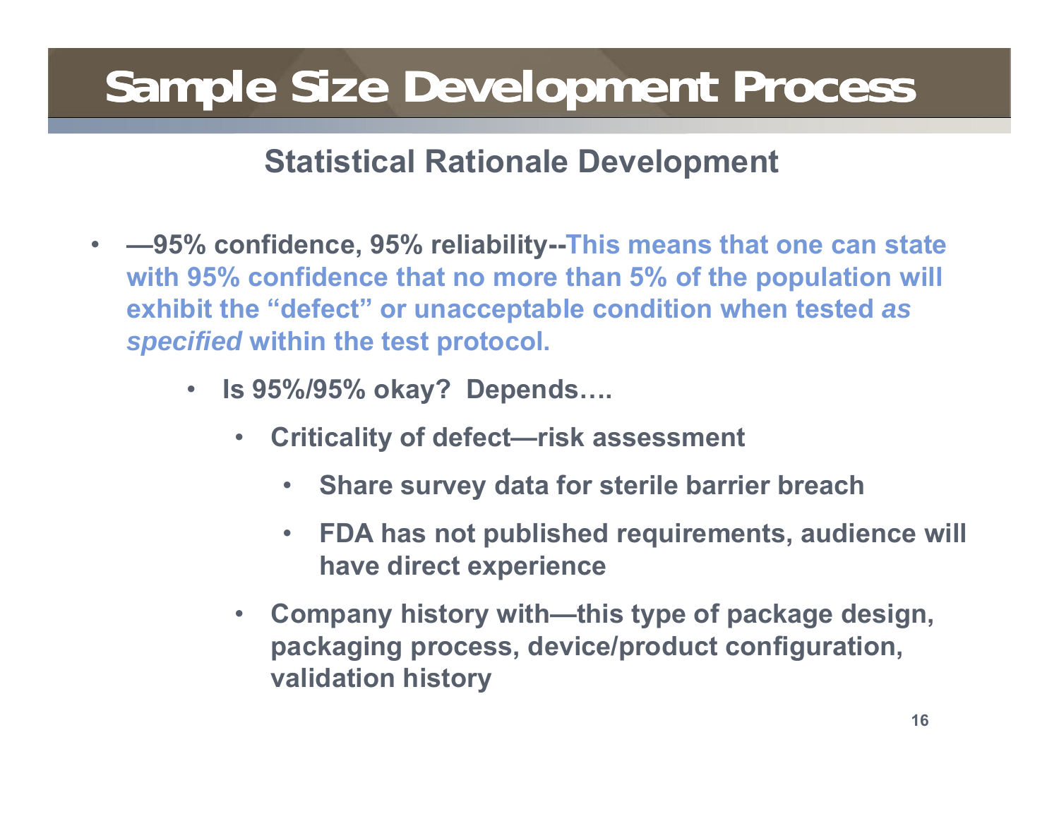# Sample Size Development Process

## Statistical Rationale Development

- **—95% confidence, 95% reliability--This means that one can state with 95% confidence that no more than 5% of the population will exhibit the "defect" or unacceptable condition when tested *as specified* within the test protocol.**
  - **Is 95%/95% okay? Depends….**
    - **Criticality of defect—risk assessment**
      - **Share survey data for sterile barrier breach**
      - **FDA has not published requirements, audience will have direct experience**
    - **Company history with—this type of package design, packaging process, device/product configuration, validation history**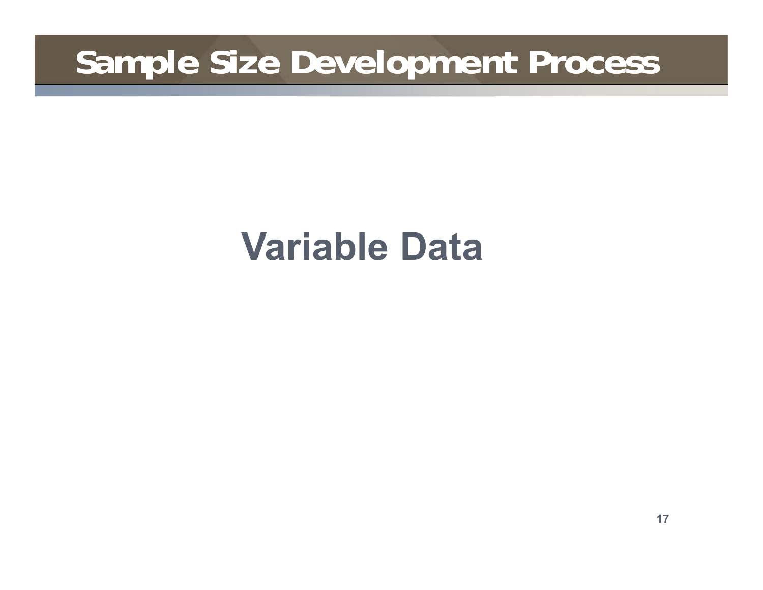# Sample Size Development Process

## Variable Data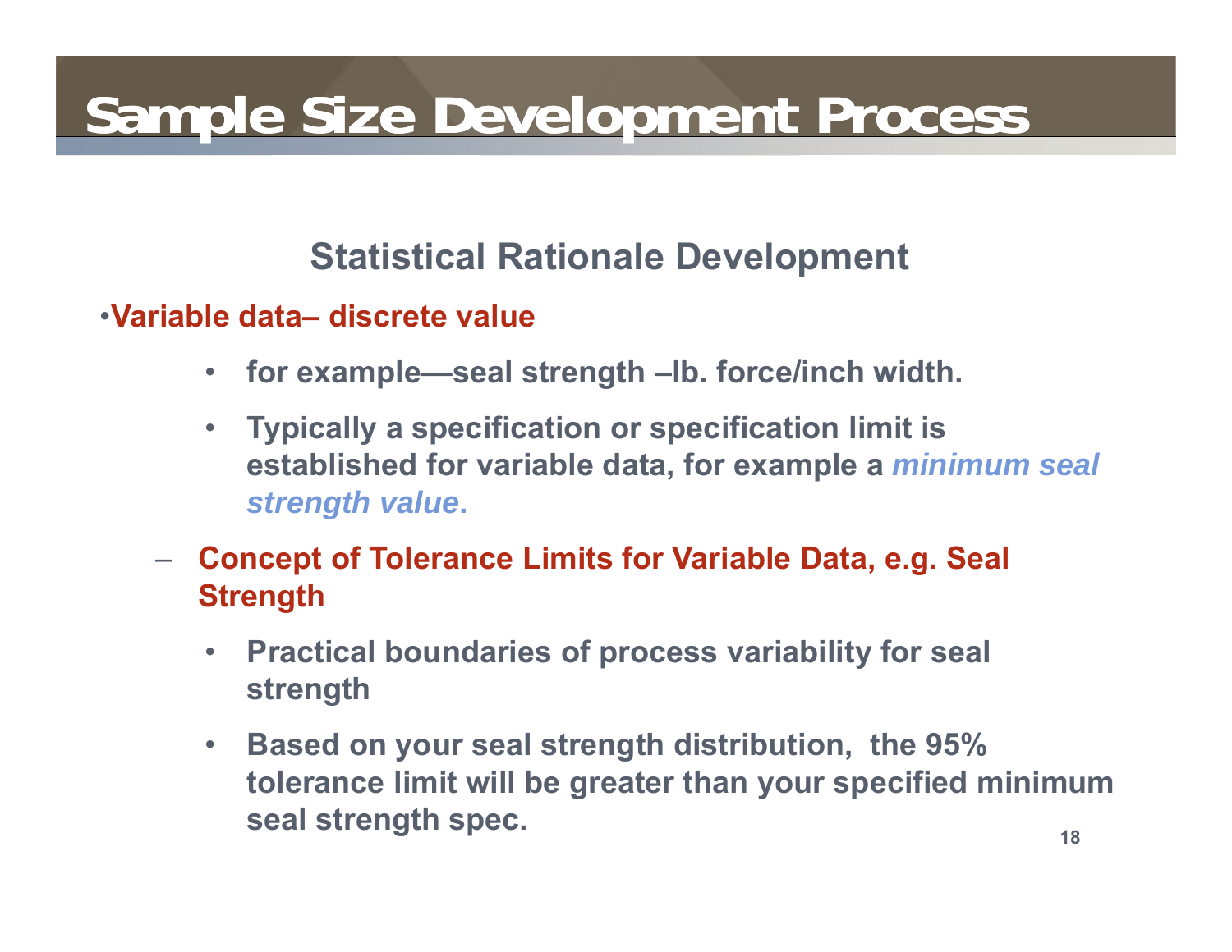# Sample Size Development Process

## Statistical Rationale Development

- **Variable data– discrete value**
  - **for example—seal strength –lb. force/inch width.**
  - **Typically a specification or specification limit is established for variable data, for example a *minimum seal strength value*.**

- **Concept of Tolerance Limits for Variable Data, e.g. Seal Strength**
  - **Practical boundaries of process variability for seal strength**
  - **Based on your seal strength distribution, the 95% tolerance limit will be greater than your specified minimum seal strength spec.**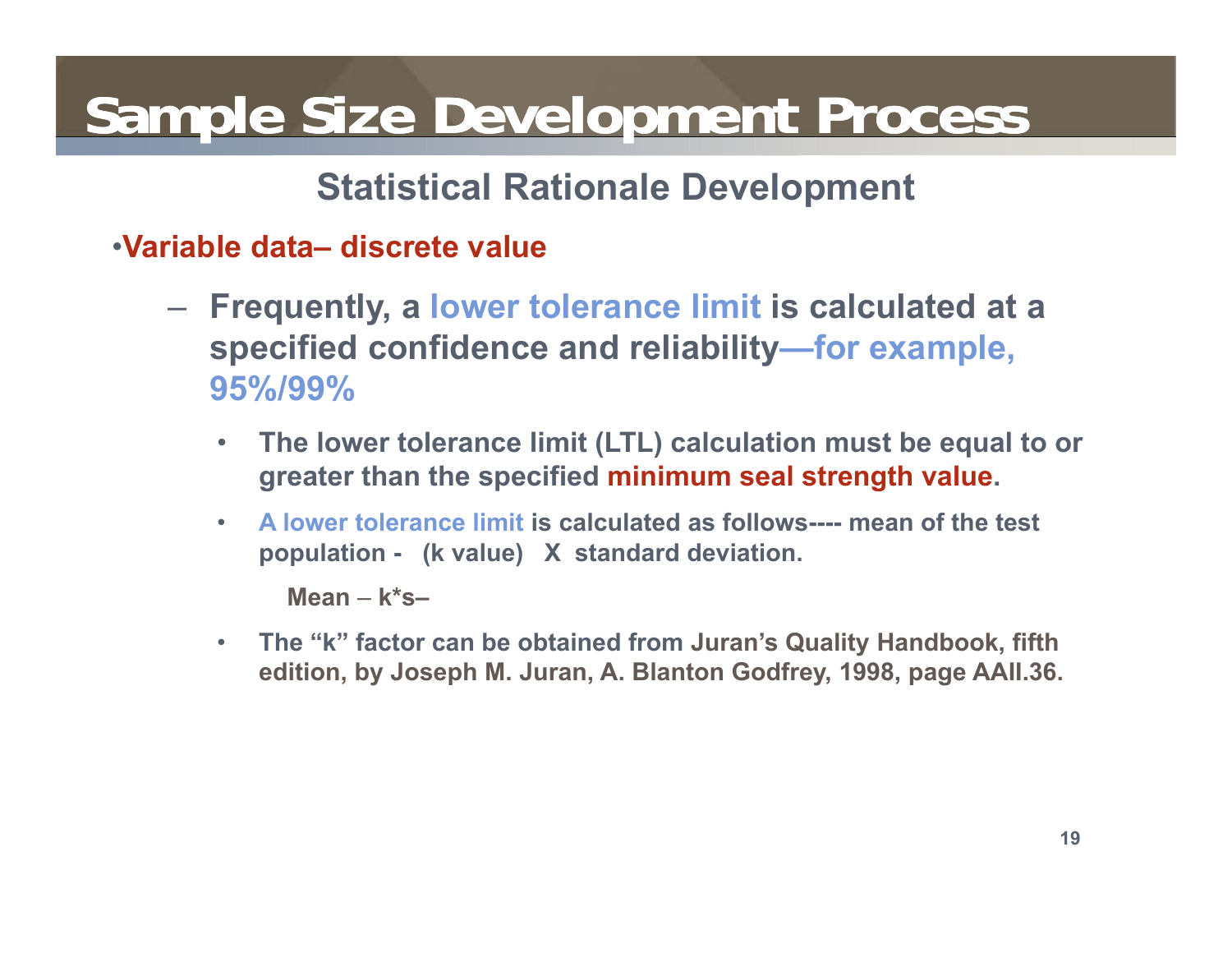# Sample Size Development Process

## Statistical Rationale Development

- **Variable data– discrete value**
  - **Frequently, a lower tolerance limit is calculated at a specified confidence and reliability—for example, 95%/99%**
    - **The lower tolerance limit (LTL) calculation must be equal to or greater than the specified minimum seal strength value.**
    - **A lower tolerance limit is calculated as follows---- mean of the test population - (k value) X standard deviation.**

      **Mean – k*s–**

    - **The "k" factor can be obtained from Juran's Quality Handbook, fifth edition, by Joseph M. Juran, A. Blanton Godfrey, 1998, page AAII.36.**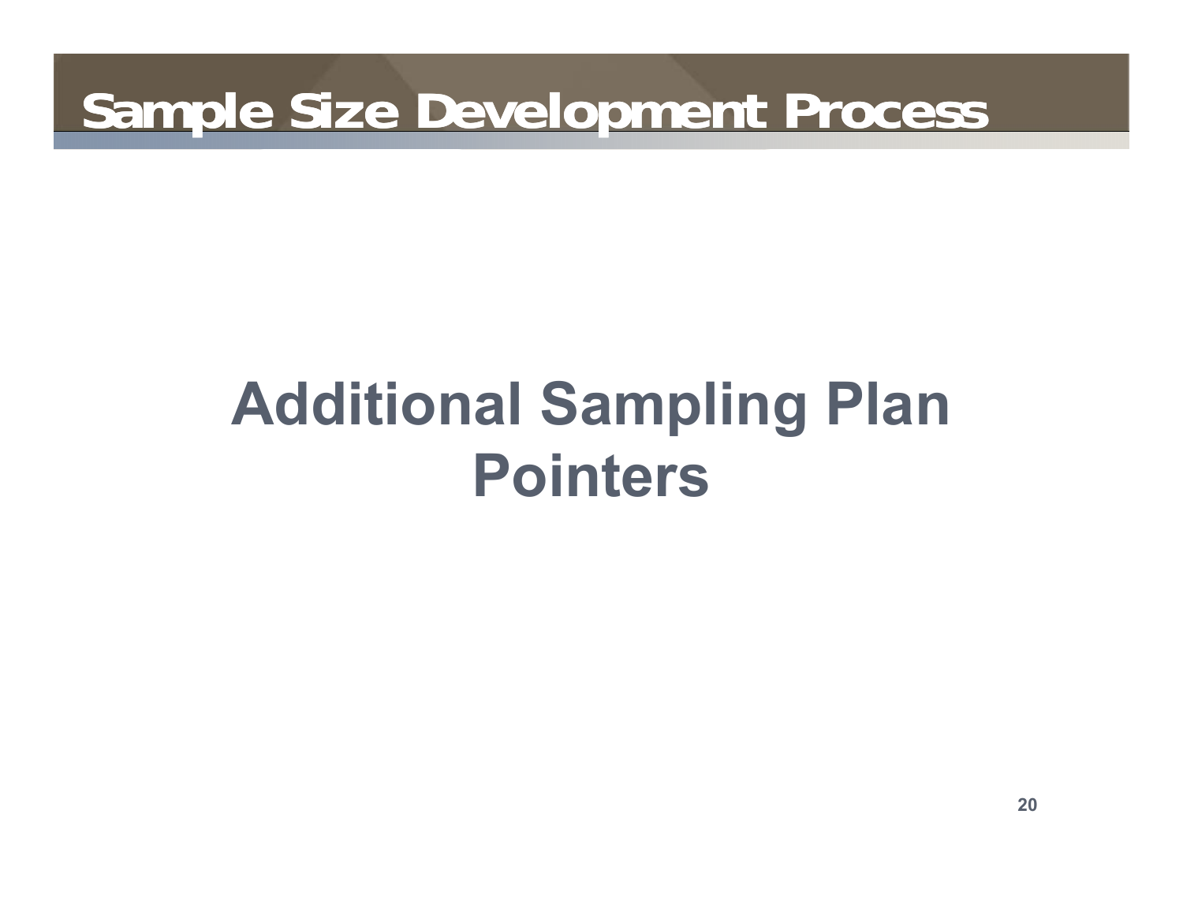# Sample Size Development Process

## Additional Sampling Plan Pointers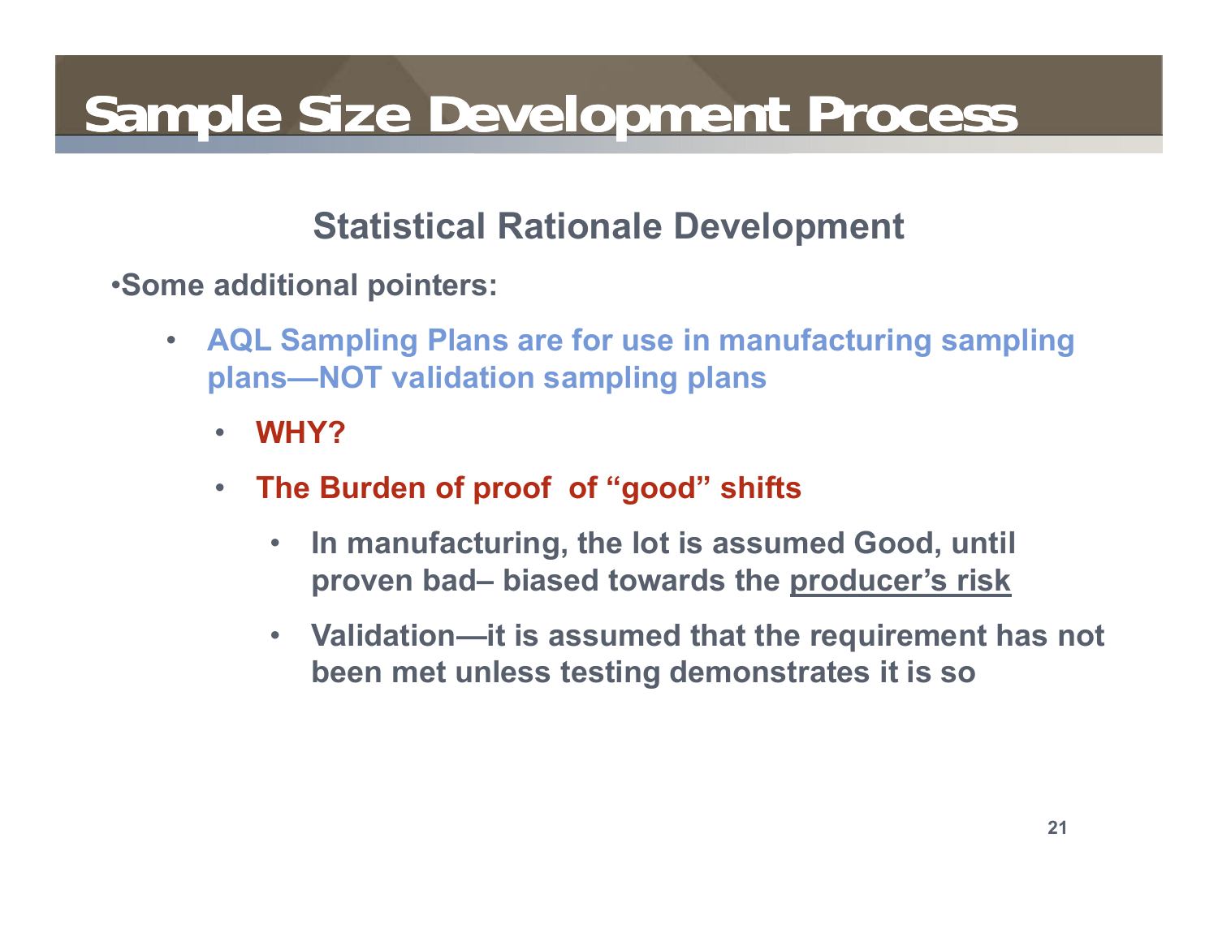# Sample Size Development Process

## Statistical Rationale Development

- Some additional pointers:
  - AQL Sampling Plans are for use in manufacturing sampling plans—NOT validation sampling plans
    - WHY?
    - The Burden of proof of "good" shifts
      - In manufacturing, the lot is assumed Good, until proven bad– biased towards the producer's risk
      - Validation—it is assumed that the requirement has not been met unless testing demonstrates it is so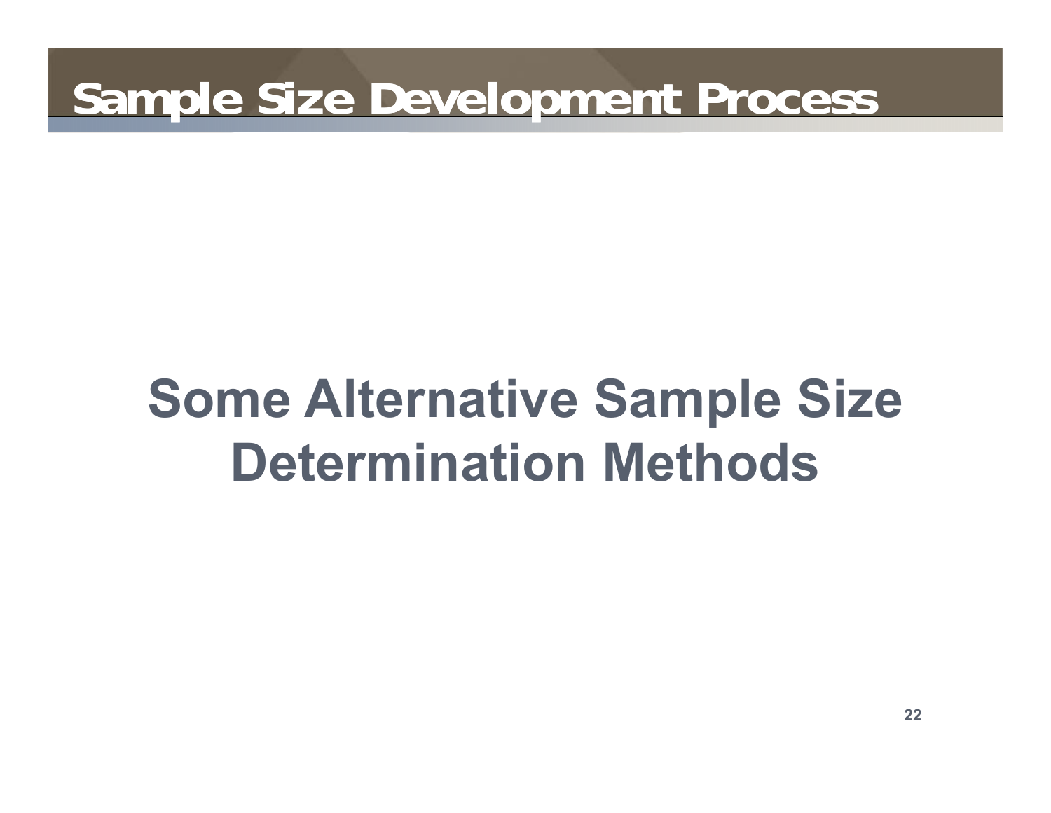# Sample Size Development Process

## Some Alternative Sample Size Determination Methods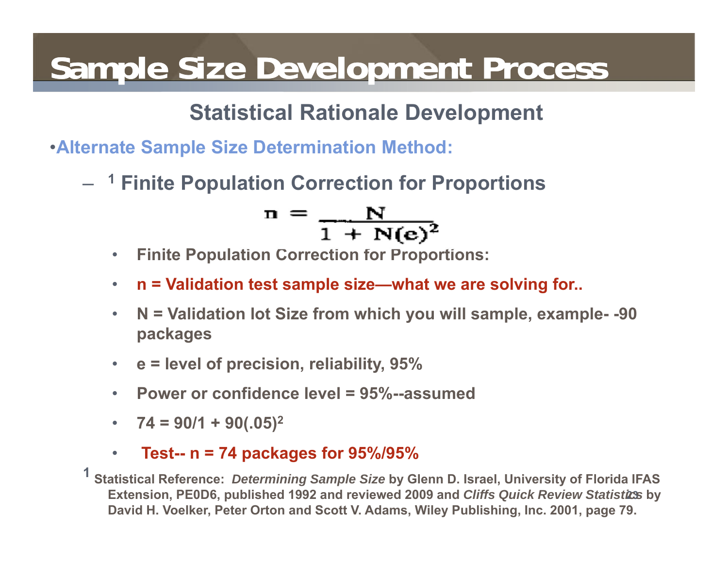# Sample Size Development Process

## Statistical Rationale Development

- **Alternate Sample Size Determination Method:**
  - [1] **Finite Population Correction for Proportions**

$$n = \frac{N}{1 + N(e)^2}$$

- **Finite Population Correction for Proportions:**
- **n = Validation test sample size—what we are solving for..**
- **N = Validation lot Size from which you will sample, example- -90 packages**
- **e = level of precision, reliability, 95%**
- **Power or confidence level = 95%--assumed**
- **$74 = 90/1 + 90(.05)^2$**
- **Test-- n = 74 packages for 95%/95%**

[1] Statistical Reference: *Determining Sample Size* by Glenn D. Israel, University of Florida IFAS Extension, PE0D6, published 1992 and reviewed 2009 and *Cliffs Quick Review Statistics* by David H. Voelker, Peter Orton and Scott V. Adams, Wiley Publishing, Inc. 2001, page 79.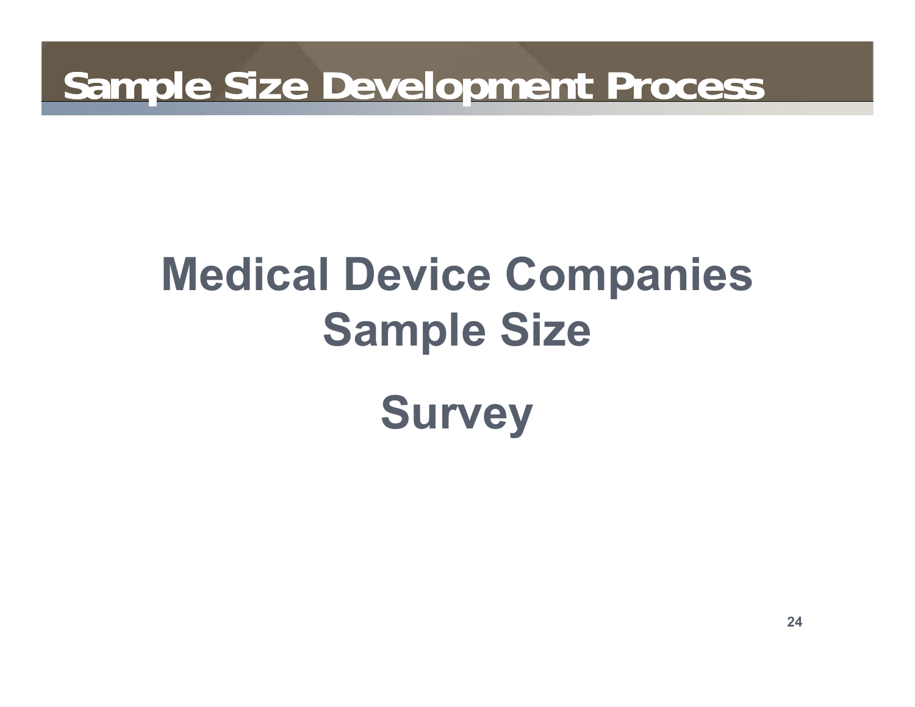# Sample Size Development Process

## Medical Device Companies Sample Size

## Survey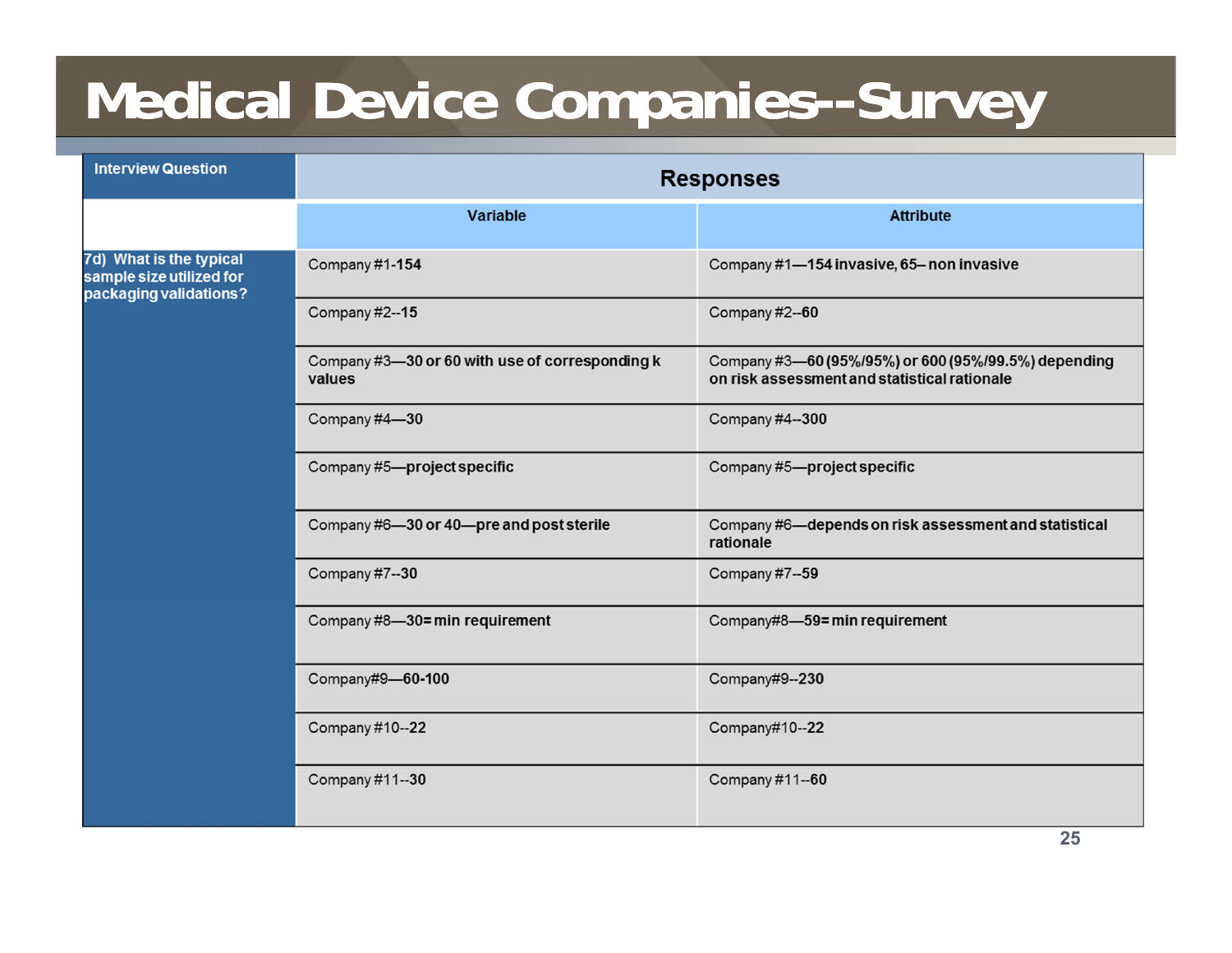# Medical Device Companies--Survey

| Interview Question | Responses | |
|---|---|---|
| | **Variable** | **Attribute** |
| **7d) What is the typical sample size utilized for packaging validations?** | Company #1-**154** | Company #1—**154 invasive, 65– non invasive** |
| | Company #2--**15** | Company #2--**60** |
| | Company #3—**30 or 60 with use of corresponding k values** | Company #3—**60 (95%/95%) or 600 (95%/99.5%) depending on risk assessment and statistical rationale** |
| | Company #4—**30** | Company #4--**300** |
| | Company #5—**project specific** | Company #5—**project specific** |
| | Company #6—**30 or 40—pre and post sterile** | Company #6—**depends on risk assessment and statistical rationale** |
| | Company #7--**30** | Company #7--**59** |
| | Company #8—**30= min requirement** | Company#8—**59= min requirement** |
| | Company#9—**60-100** | Company#9--**230** |
| | Company #10--**22** | Company#10--**22** |
| | Company #11--**30** | Company #11--**60** |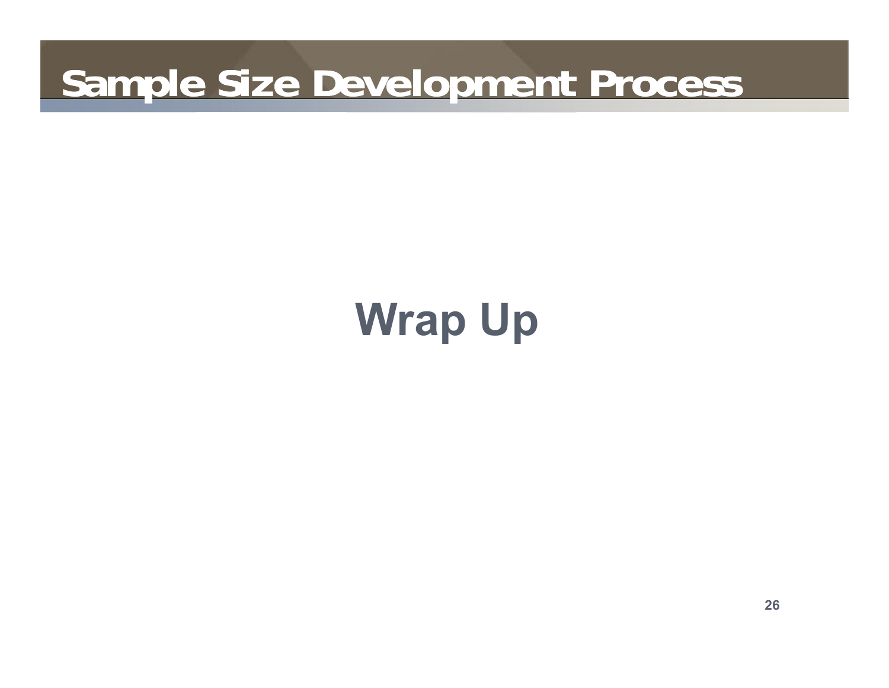# Sample Size Development Process

## Wrap Up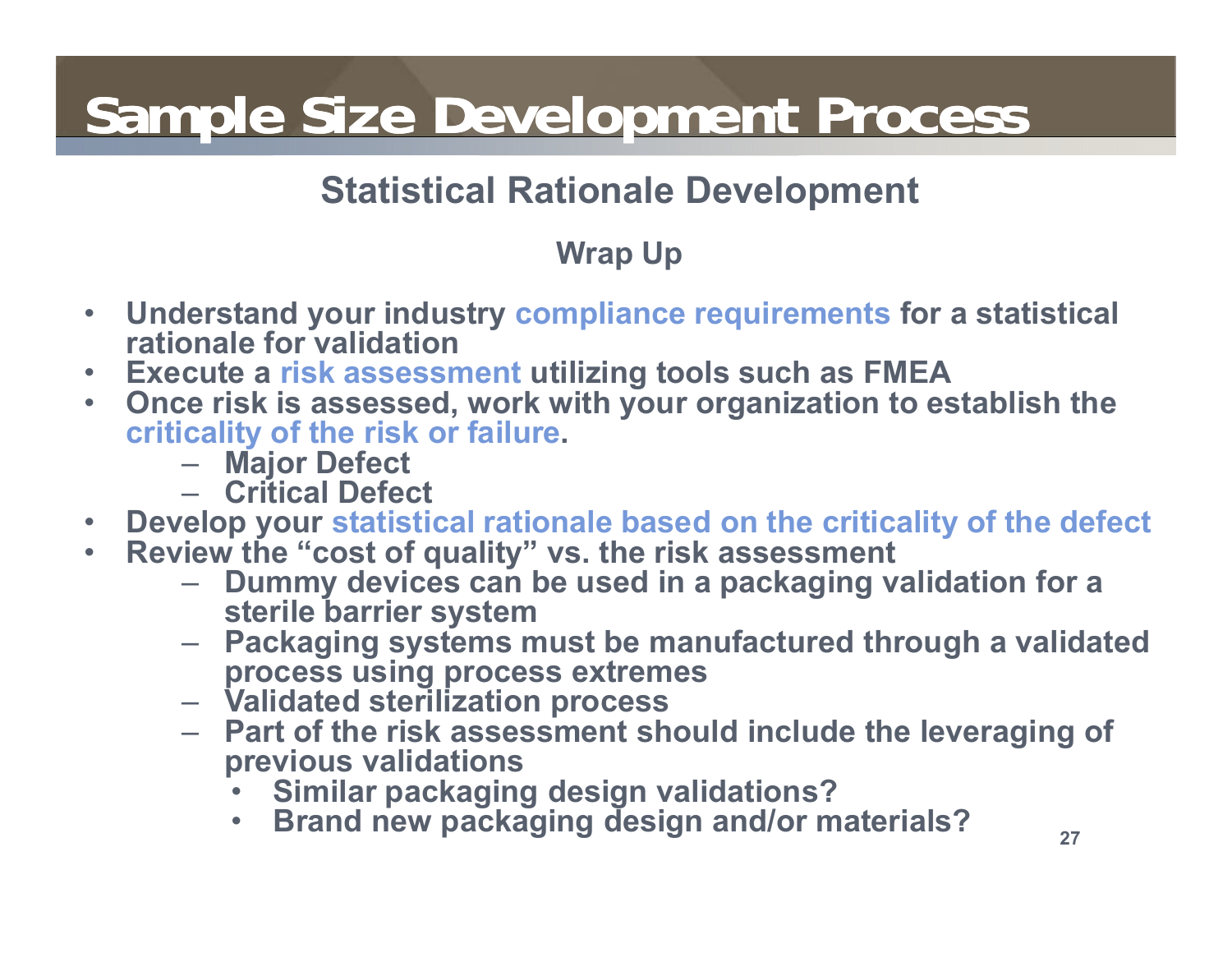# Sample Size Development Process

## Statistical Rationale Development

### Wrap Up

- **Understand your industry compliance requirements for a statistical rationale for validation**
- **Execute a risk assessment utilizing tools such as FMEA**
- **Once risk is assessed, work with your organization to establish the criticality of the risk or failure.**
  - **Major Defect**
  - **Critical Defect**
- **Develop your statistical rationale based on the criticality of the defect**
- **Review the "cost of quality" vs. the risk assessment**
  - **Dummy devices can be used in a packaging validation for a sterile barrier system**
  - **Packaging systems must be manufactured through a validated process using process extremes**
  - **Validated sterilization process**
  - **Part of the risk assessment should include the leveraging of previous validations**
    - **Similar packaging design validations?**
    - **Brand new packaging design and/or materials?**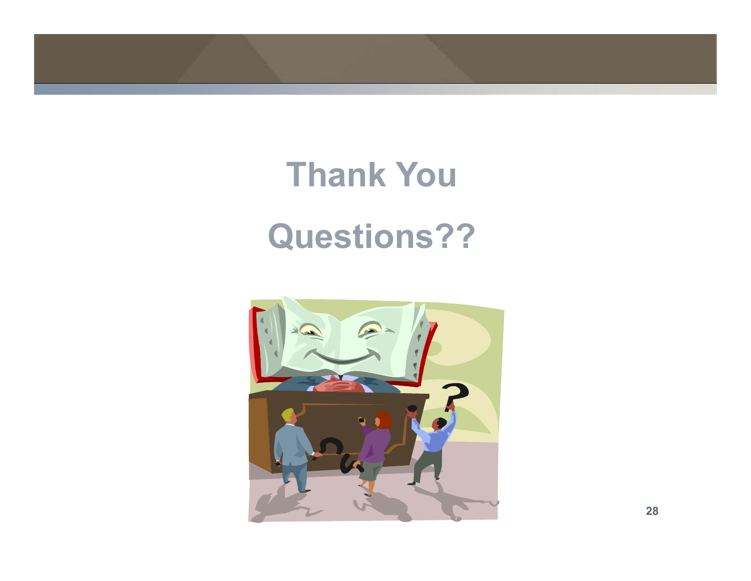# Thank You

# Questions??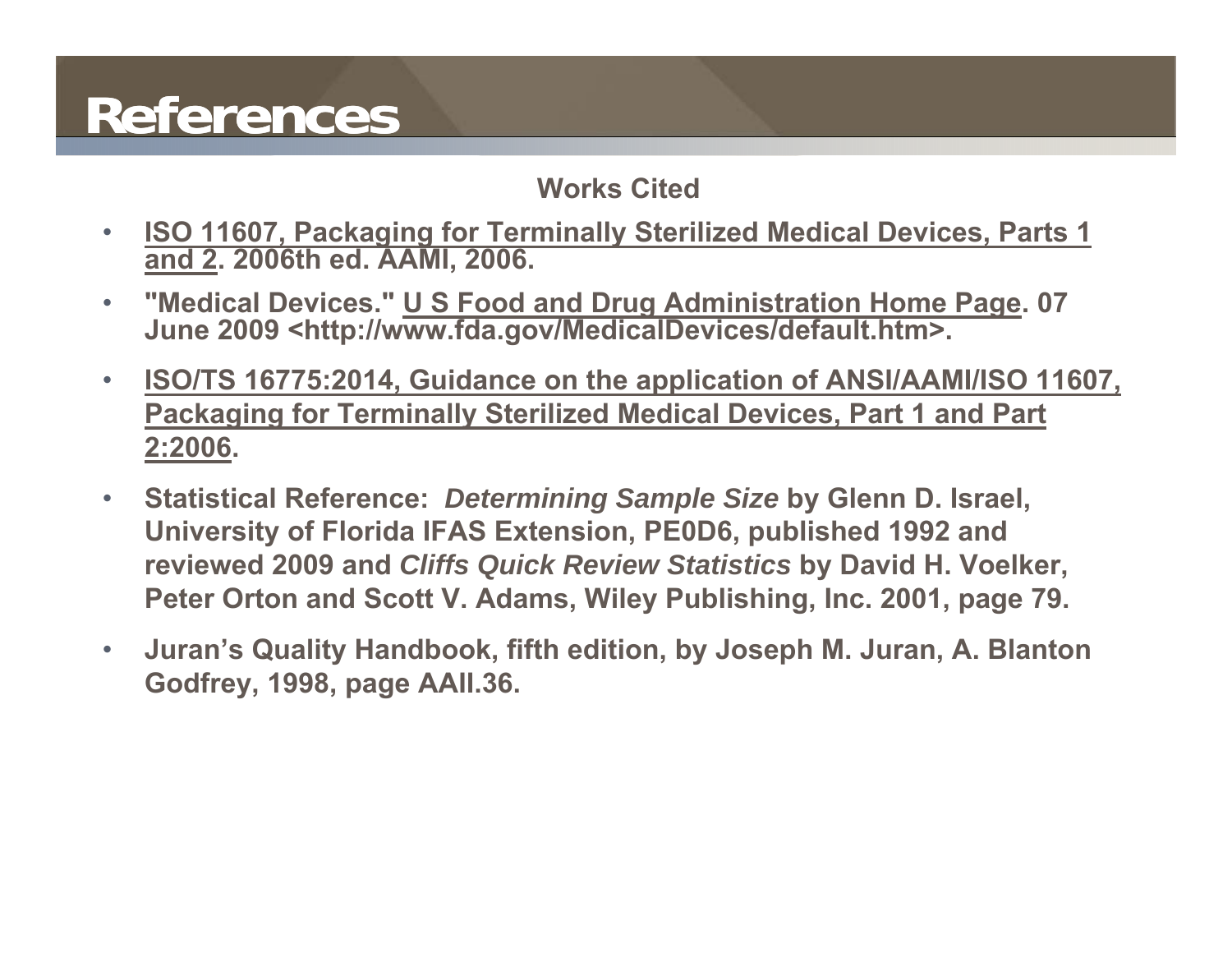# References

### Works Cited

- ISO 11607, Packaging for Terminally Sterilized Medical Devices, Parts 1 and 2. 2006th ed. AAMI, 2006.
- "Medical Devices." U S Food and Drug Administration Home Page. 07 June 2009 <http://www.fda.gov/MedicalDevices/default.htm>.
- ISO/TS 16775:2014, Guidance on the application of ANSI/AAMI/ISO 11607, Packaging for Terminally Sterilized Medical Devices, Part 1 and Part 2:2006.
- Statistical Reference: *Determining Sample Size* by Glenn D. Israel, University of Florida IFAS Extension, PE0D6, published 1992 and reviewed 2009 and *Cliffs Quick Review Statistics* by David H. Voelker, Peter Orton and Scott V. Adams, Wiley Publishing, Inc. 2001, page 79.
- Juran's Quality Handbook, fifth edition, by Joseph M. Juran, A. Blanton Godfrey, 1998, page AAII.36.